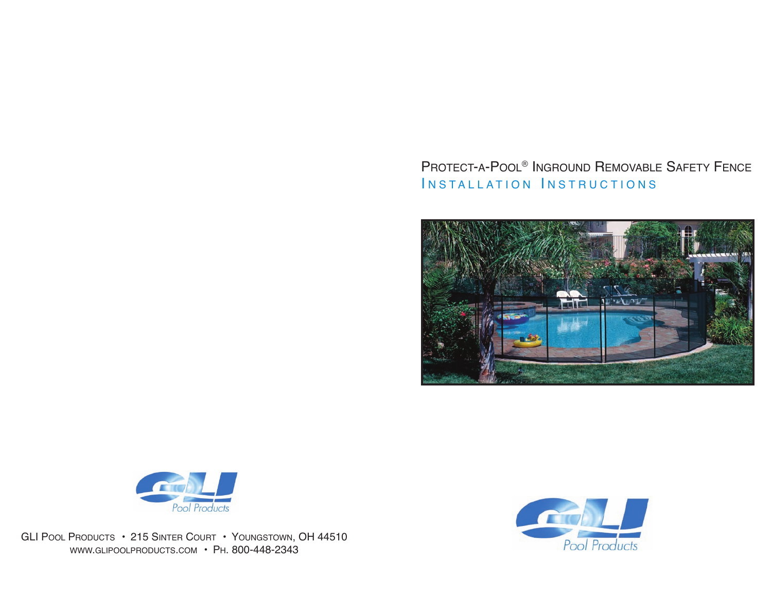# Protect-A-Pool® Inground Removable Safety Fence

## Installation Instructions

GLI Pool Products • 215 Sinter Court • Youngstown, OH 44510
www.glipoolproducts.com • Ph. 800-448-2343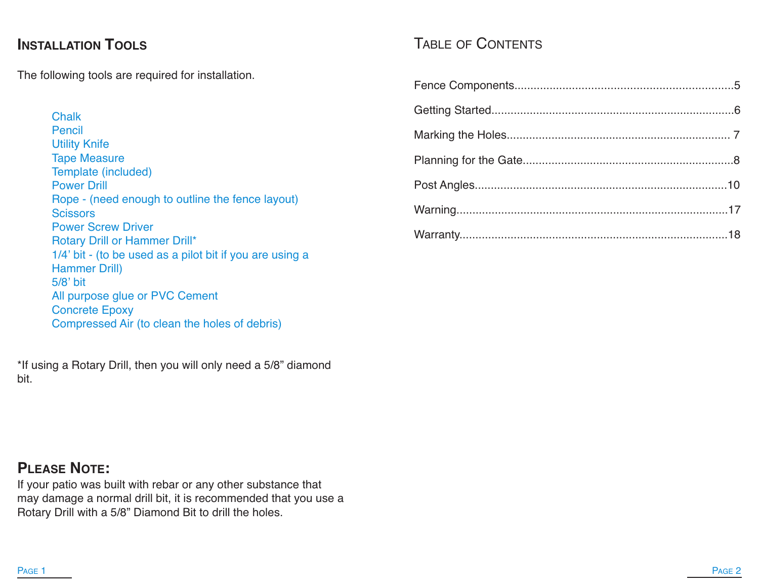## Installation Tools

The following tools are required for installation.

- Chalk
- Pencil
- Utility Knife
- Tape Measure
- Template (included)
- Power Drill
- Rope - (need enough to outline the fence layout)
- Scissors
- Power Screw Driver
- Rotary Drill or Hammer Drill*
- 1/4' bit - (to be used as a pilot bit if you are using a Hammer Drill)
- 5/8' bit
- All purpose glue or PVC Cement
- Concrete Epoxy
- Compressed Air (to clean the holes of debris)

*If using a Rotary Drill, then you will only need a 5/8" diamond bit.

## Please Note:

If your patio was built with rebar or any other substance that may damage a normal drill bit, it is recommended that you use a Rotary Drill with a 5/8" Diamond Bit to drill the holes.

## Table of Contents

Fence Components....................................................................5

Getting Started..........................................................................6

Marking the Holes..................................................................... 7

Planning for the Gate.................................................................8

Post Angles.............................................................................10

Warning...................................................................................17

Warranty..................................................................................18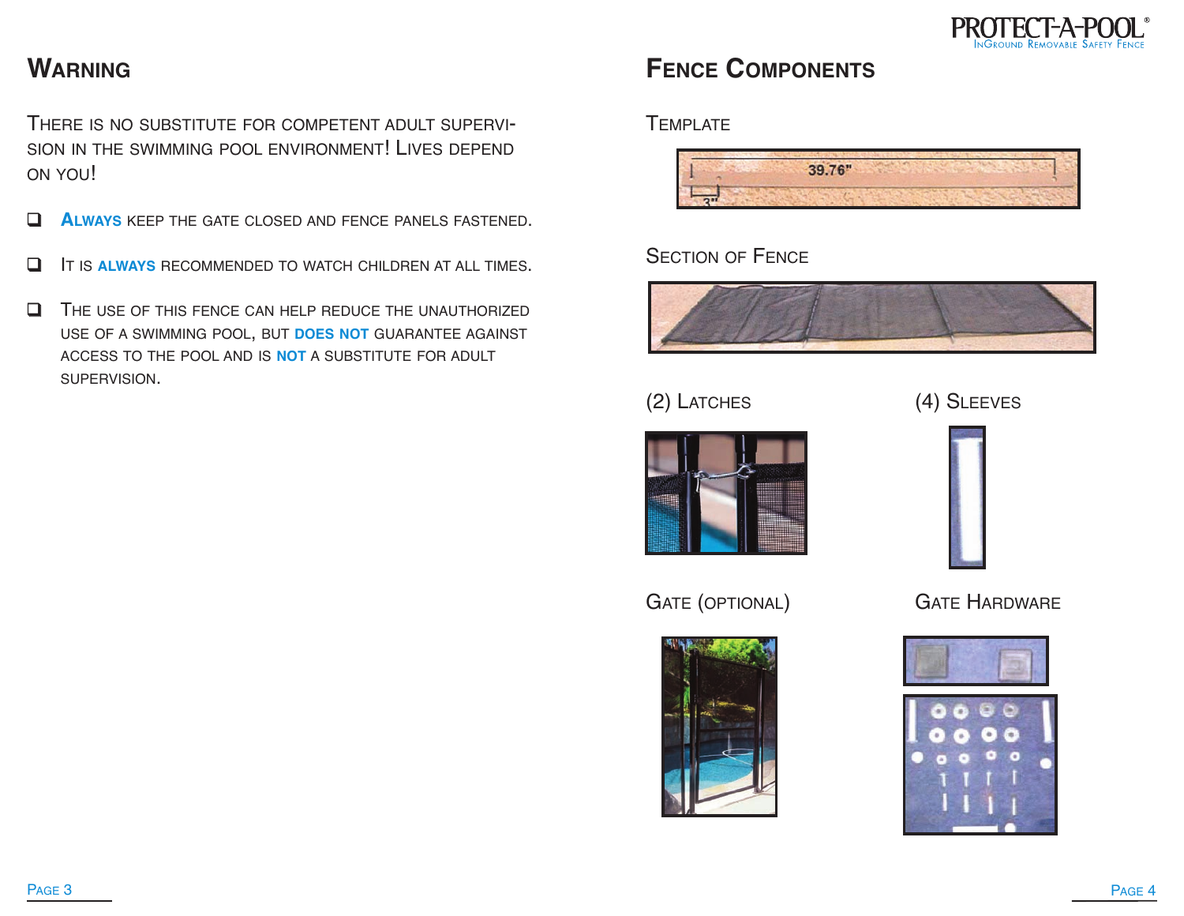## Warning

There is no substitute for competent adult supervision in the swimming pool environment! Lives depend on you!

- **Always** keep the gate closed and fence panels fastened.
- It is **always** recommended to watch children at all times.
- The use of this fence can help reduce the unauthorized use of a swimming pool, but **does not** guarantee against access to the pool and is **not** a substitute for adult supervision.

## Fence Components

Template

39.76"

3"

Section of Fence

(2) Latches

(4) Sleeves

Gate (Optional)

Gate Hardware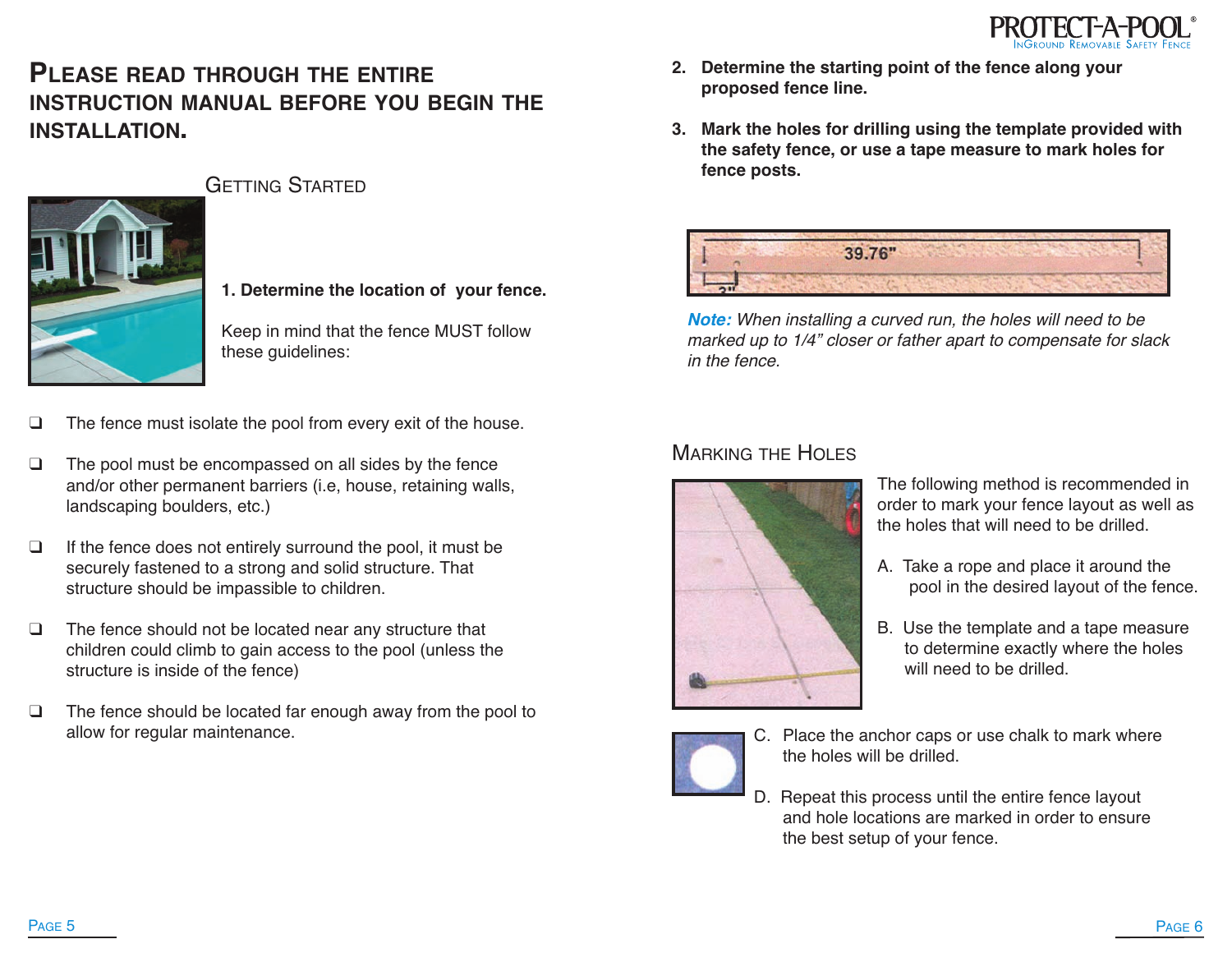# Please read through the entire instruction manual before you begin the installation.

## Getting Started

**1. Determine the location of your fence.**

Keep in mind that the fence MUST follow these guidelines:

- ❑ The fence must isolate the pool from every exit of the house.
- ❑ The pool must be encompassed on all sides by the fence and/or other permanent barriers (i.e, house, retaining walls, landscaping boulders, etc.)
- ❑ If the fence does not entirely surround the pool, it must be securely fastened to a strong and solid structure. That structure should be impassible to children.
- ❑ The fence should not be located near any structure that children could climb to gain access to the pool (unless the structure is inside of the fence)
- ❑ The fence should be located far enough away from the pool to allow for regular maintenance.

**2. Determine the starting point of the fence along your proposed fence line.**

**3. Mark the holes for drilling using the template provided with the safety fence, or use a tape measure to mark holes for fence posts.**

39.76"

3"

***Note:*** *When installing a curved run, the holes will need to be marked up to 1/4" closer or father apart to compensate for slack in the fence.*

## Marking the Holes

The following method is recommended in order to mark your fence layout as well as the holes that will need to be drilled.

A. Take a rope and place it around the pool in the desired layout of the fence.

B. Use the template and a tape measure to determine exactly where the holes will need to be drilled.

C. Place the anchor caps or use chalk to mark where the holes will be drilled.

D. Repeat this process until the entire fence layout and hole locations are marked in order to ensure the best setup of your fence.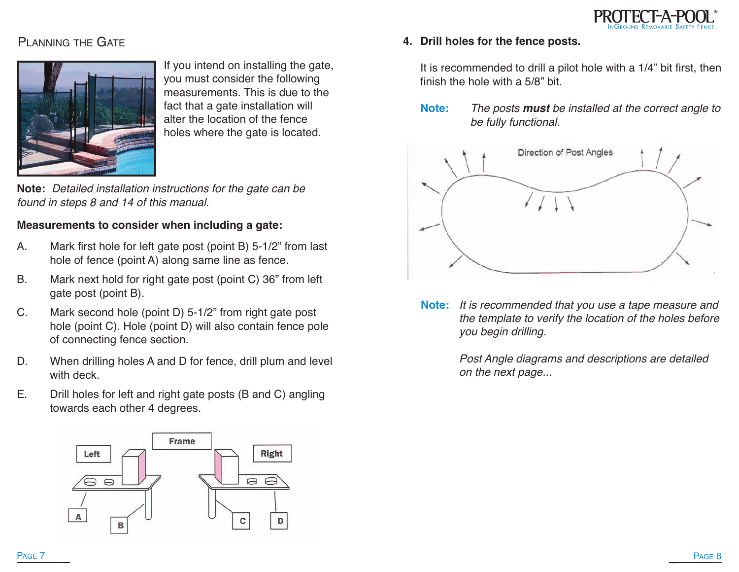## Planning the Gate

If you intend on installing the gate, you must consider the following measurements. This is due to the fact that a gate installation will alter the location of the fence holes where the gate is located.

**Note:** *Detailed installation instructions for the gate can be found in steps 8 and 14 of this manual.*

**Measurements to consider when including a gate:**

A. Mark first hole for left gate post (point B) 5-1/2" from last hole of fence (point A) along same line as fence.

B. Mark next hold for right gate post (point C) 36" from left gate post (point B).

C. Mark second hole (point D) 5-1/2" from right gate post hole (point C). Hole (point D) will also contain fence pole of connecting fence section.

D. When drilling holes A and D for fence, drill plum and level with deck.

E. Drill holes for left and right gate posts (B and C) angling towards each other 4 degrees.

Left | Frame | Right | A | B | C | D

## 4. Drill holes for the fence posts.

It is recommended to drill a pilot hole with a 1/4" bit first, then finish the hole with a 5/8" bit.

**Note:** *The posts **must** be installed at the correct angle to be fully functional.*

Direction of Post Angles

**Note:** *It is recommended that you use a tape measure and the template to verify the location of the holes before you begin drilling.*

*Post Angle diagrams and descriptions are detailed on the next page...*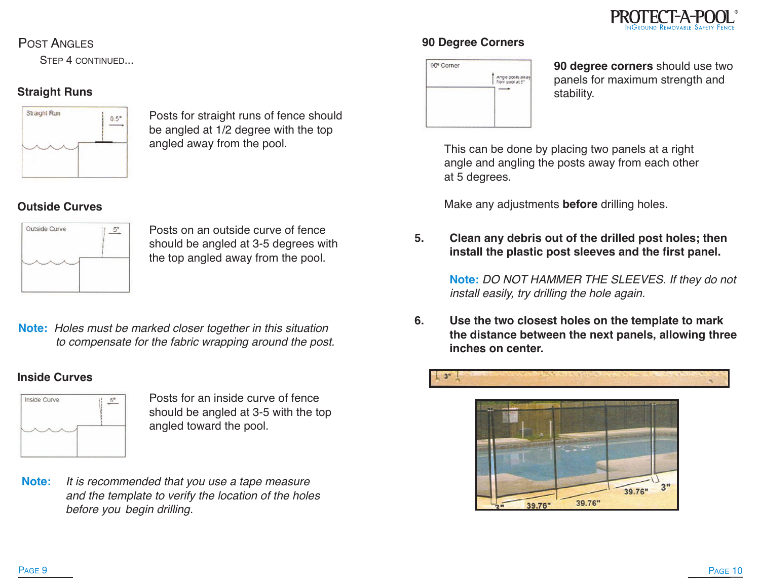## Post Angles

### Step 4 continued...

### Straight Runs

Posts for straight runs of fence should be angled at 1/2 degree with the top angled away from the pool.

### Outside Curves

Posts on an outside curve of fence should be angled at 3-5 degrees with the top angled away from the pool.

**Note:** *Holes must be marked closer together in this situation to compensate for the fabric wrapping around the post.*

### Inside Curves

Posts for an inside curve of fence should be angled at 3-5 with the top angled toward the pool.

**Note:** *It is recommended that you use a tape measure and the template to verify the location of the holes before you begin drilling.*

### 90 Degree Corners

**90 degree corners** should use two panels for maximum strength and stability.

This can be done by placing two panels at a right angle and angling the posts away from each other at 5 degrees.

Make any adjustments **before** drilling holes.

5. **Clean any debris out of the drilled post holes; then install the plastic post sleeves and the first panel.**

   **Note:** *DO NOT HAMMER THE SLEEVES. If they do not install easily, try drilling the hole again.*

6. **Use the two closest holes on the template to mark the distance between the next panels, allowing three inches on center.**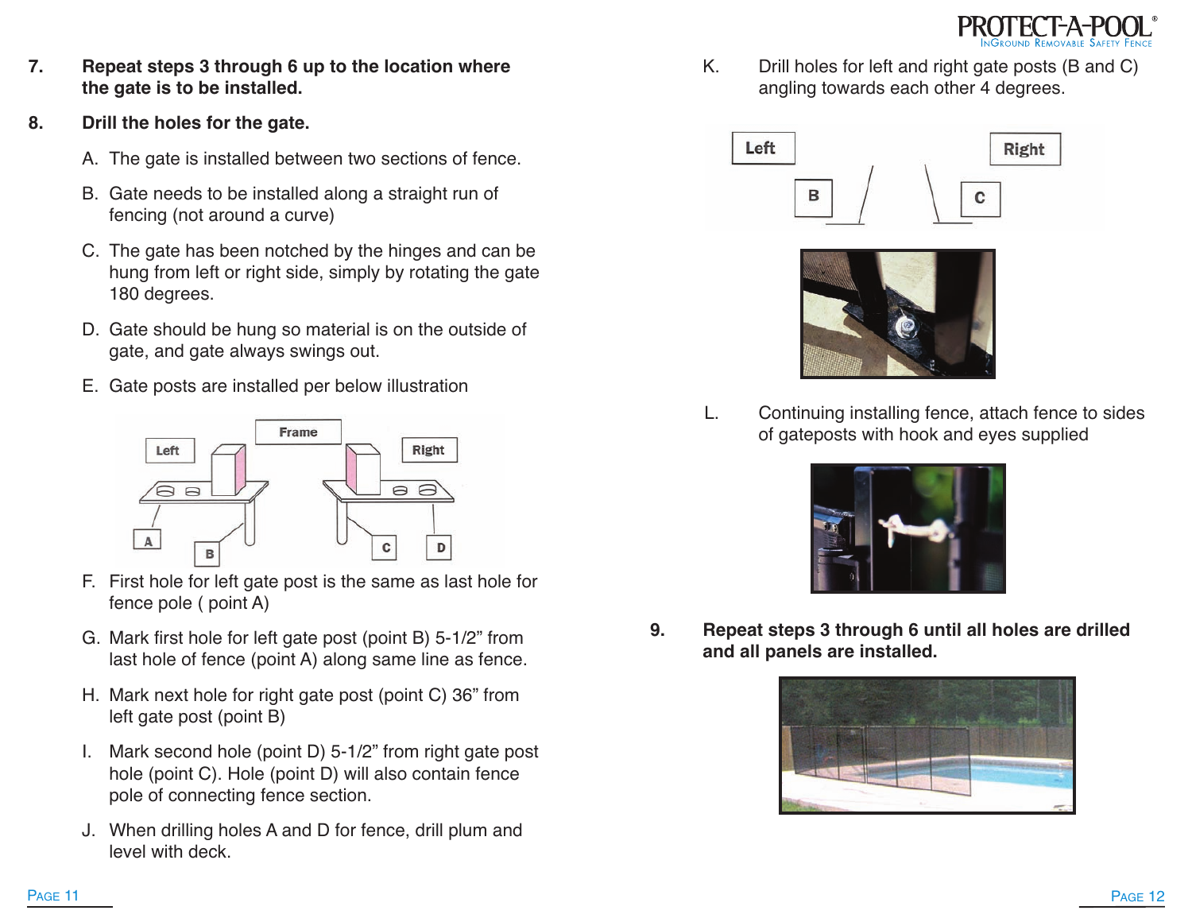7. **Repeat steps 3 through 6 up to the location where the gate is to be installed.**

8. **Drill the holes for the gate.**

   A. The gate is installed between two sections of fence.

   B. Gate needs to be installed along a straight run of fencing (not around a curve)

   C. The gate has been notched by the hinges and can be hung from left or right side, simply by rotating the gate 180 degrees.

   D. Gate should be hung so material is on the outside of gate, and gate always swings out.

   E. Gate posts are installed per below illustration

   F. First hole for left gate post is the same as last hole for fence pole ( point A)

   G. Mark first hole for left gate post (point B) 5-1/2" from last hole of fence (point A) along same line as fence.

   H. Mark next hole for right gate post (point C) 36" from left gate post (point B)

   I. Mark second hole (point D) 5-1/2" from right gate post hole (point C). Hole (point D) will also contain fence pole of connecting fence section.

   J. When drilling holes A and D for fence, drill plum and level with deck.

   K. Drill holes for left and right gate posts (B and C) angling towards each other 4 degrees.

   L. Continuing installing fence, attach fence to sides of gateposts with hook and eyes supplied

9. **Repeat steps 3 through 6 until all holes are drilled and all panels are installed.**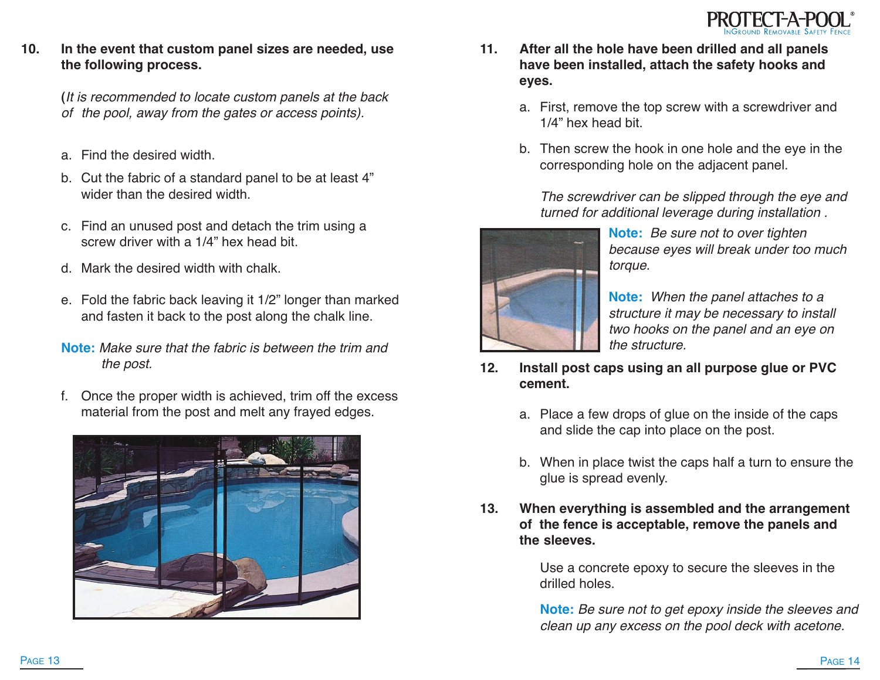**10. In the event that custom panel sizes are needed, use the following process.**

(*It is recommended to locate custom panels at the back of the pool, away from the gates or access points).*

a. Find the desired width.

b. Cut the fabric of a standard panel to be at least 4" wider than the desired width.

c. Find an unused post and detach the trim using a screw driver with a 1/4" hex head bit.

d. Mark the desired width with chalk.

e. Fold the fabric back leaving it 1/2" longer than marked and fasten it back to the post along the chalk line.

**Note:** *Make sure that the fabric is between the trim and the post.*

f. Once the proper width is achieved, trim off the excess material from the post and melt any frayed edges.

**11. After all the hole have been drilled and all panels have been installed, attach the safety hooks and eyes.**

a. First, remove the top screw with a screwdriver and 1/4" hex head bit.

b. Then screw the hook in one hole and the eye in the corresponding hole on the adjacent panel.

*The screwdriver can be slipped through the eye and turned for additional leverage during installation .*

**Note:** *Be sure not to over tighten because eyes will break under too much torque.*

**Note:** *When the panel attaches to a structure it may be necessary to install two hooks on the panel and an eye on the structure.*

**12. Install post caps using an all purpose glue or PVC cement.**

a. Place a few drops of glue on the inside of the caps and slide the cap into place on the post.

b. When in place twist the caps half a turn to ensure the glue is spread evenly.

**13. When everything is assembled and the arrangement of the fence is acceptable, remove the panels and the sleeves.**

Use a concrete epoxy to secure the sleeves in the drilled holes.

**Note:** *Be sure not to get epoxy inside the sleeves and clean up any excess on the pool deck with acetone.*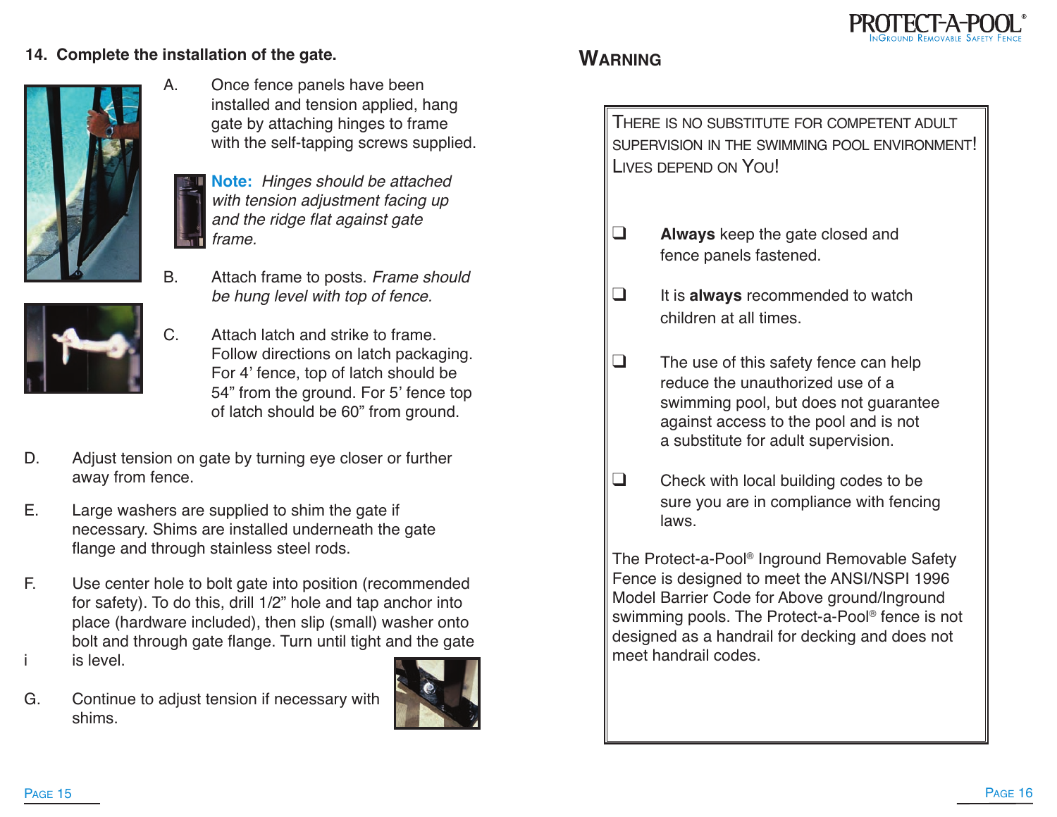### 14. Complete the installation of the gate.

A. Once fence panels have been installed and tension applied, hang gate by attaching hinges to frame with the self-tapping screws supplied.

**Note:** *Hinges should be attached with tension adjustment facing up and the ridge flat against gate frame.*

B. Attach frame to posts. *Frame should be hung level with top of fence.*

C. Attach latch and strike to frame. Follow directions on latch packaging. For 4' fence, top of latch should be 54" from the ground. For 5' fence top of latch should be 60" from ground.

D. Adjust tension on gate by turning eye closer or further away from fence.

E. Large washers are supplied to shim the gate if necessary. Shims are installed underneath the gate flange and through stainless steel rods.

F. Use center hole to bolt gate into position (recommended for safety). To do this, drill 1/2" hole and tap anchor into place (hardware included), then slip (small) washer onto bolt and through gate flange. Turn until tight and the gate is level.

G. Continue to adjust tension if necessary with shims.

## WARNING

THERE IS NO SUBSTITUTE FOR COMPETENT ADULT SUPERVISION IN THE SWIMMING POOL ENVIRONMENT! LIVES DEPEND ON YOU!

- ❑ **Always** keep the gate closed and fence panels fastened.
- ❑ It is **always** recommended to watch children at all times.
- ❑ The use of this safety fence can help reduce the unauthorized use of a swimming pool, but does not guarantee against access to the pool and is not a substitute for adult supervision.
- ❑ Check with local building codes to be sure you are in compliance with fencing laws.

The Protect-a-Pool® Inground Removable Safety Fence is designed to meet the ANSI/NSPI 1996 Model Barrier Code for Above ground/Inground swimming pools. The Protect-a-Pool® fence is not designed as a handrail for decking and does not meet handrail codes.